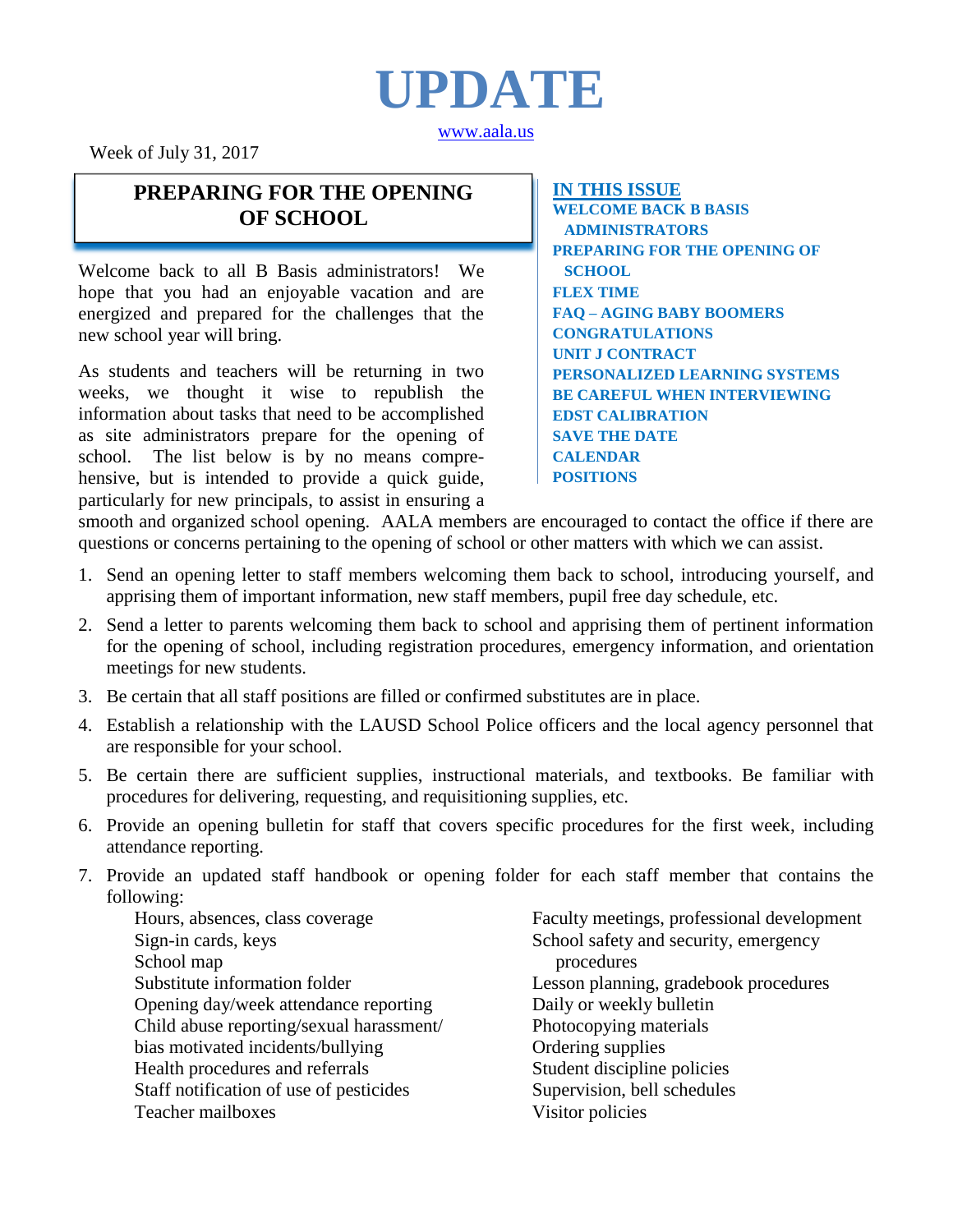# UPDATE

www.aala.us

Week of July 31, 2017

**IN THIS ISSUE**

- WELCOME BACK B BASIS ADMINISTRATORS
- PREPARING FOR THE OPENING OF SCHOOL
- FLEX TIME
- FAQ – AGING BABY BOOMERS
- CONGRATULATIONS
- UNIT J CONTRACT
- PERSONALIZED LEARNING SYSTEMS
- BE CAREFUL WHEN INTERVIEWING
- EDST CALIBRATION
- SAVE THE DATE
- CALENDAR
- POSITIONS

## PREPARING FOR THE OPENING OF SCHOOL

Welcome back to all B Basis administrators! We hope that you had an enjoyable vacation and are energized and prepared for the challenges that the new school year will bring.

As students and teachers will be returning in two weeks, we thought it wise to republish the information about tasks that need to be accomplished as site administrators prepare for the opening of school. The list below is by no means comprehensive, but is intended to provide a quick guide, particularly for new principals, to assist in ensuring a smooth and organized school opening. AALA members are encouraged to contact the office if there are questions or concerns pertaining to the opening of school or other matters with which we can assist.

1. Send an opening letter to staff members welcoming them back to school, introducing yourself, and apprising them of important information, new staff members, pupil free day schedule, etc.
2. Send a letter to parents welcoming them back to school and apprising them of pertinent information for the opening of school, including registration procedures, emergency information, and orientation meetings for new students.
3. Be certain that all staff positions are filled or confirmed substitutes are in place.
4. Establish a relationship with the LAUSD School Police officers and the local agency personnel that are responsible for your school.
5. Be certain there are sufficient supplies, instructional materials, and textbooks. Be familiar with procedures for delivering, requesting, and requisitioning supplies, etc.
6. Provide an opening bulletin for staff that covers specific procedures for the first week, including attendance reporting.
7. Provide an updated staff handbook or opening folder for each staff member that contains the following:
   - Hours, absences, class coverage
   - Sign-in cards, keys
   - School map
   - Substitute information folder
   - Opening day/week attendance reporting
   - Child abuse reporting/sexual harassment/ bias motivated incidents/bullying
   - Health procedures and referrals
   - Staff notification of use of pesticides
   - Teacher mailboxes
   - Faculty meetings, professional development
   - School safety and security, emergency procedures
   - Lesson planning, gradebook procedures
   - Daily or weekly bulletin
   - Photocopying materials
   - Ordering supplies
   - Student discipline policies
   - Supervision, bell schedules
   - Visitor policies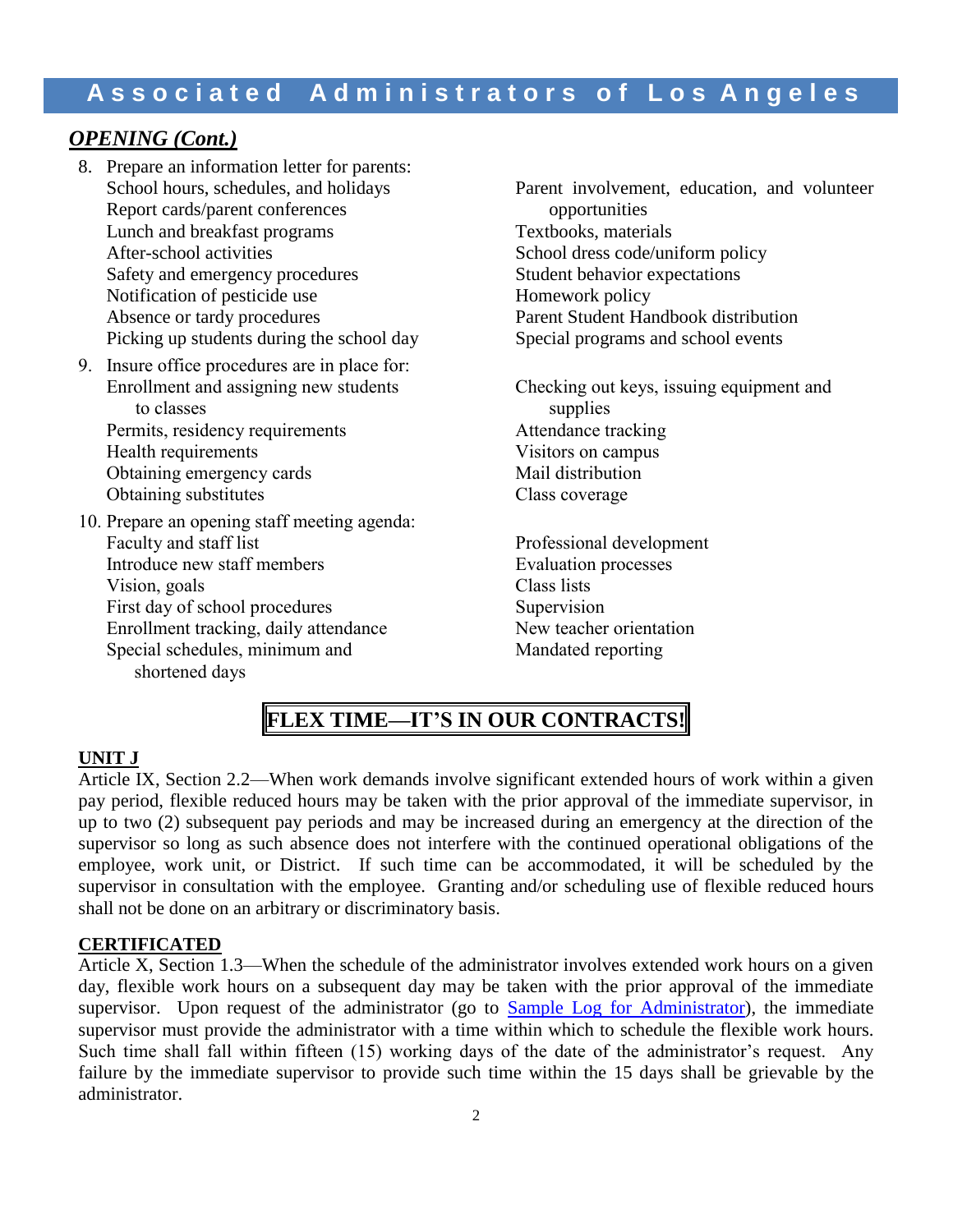## *OPENING (Cont.)*

8. Prepare an information letter for parents:
   - School hours, schedules, and holidays
   - Report cards/parent conferences
   - Lunch and breakfast programs
   - After-school activities
   - Safety and emergency procedures
   - Notification of pesticide use
   - Absence or tardy procedures
   - Picking up students during the school day
   - Parent involvement, education, and volunteer opportunities
   - Textbooks, materials
   - School dress code/uniform policy
   - Student behavior expectations
   - Homework policy
   - Parent Student Handbook distribution
   - Special programs and school events
9. Insure office procedures are in place for:
   - Enrollment and assigning new students to classes
   - Permits, residency requirements
   - Health requirements
   - Obtaining emergency cards
   - Obtaining substitutes
   - Checking out keys, issuing equipment and supplies
   - Attendance tracking
   - Visitors on campus
   - Mail distribution
   - Class coverage
10. Prepare an opening staff meeting agenda:
    - Faculty and staff list
    - Introduce new staff members
    - Vision, goals
    - First day of school procedures
    - Enrollment tracking, daily attendance
    - Special schedules, minimum and shortened days
    - Professional development
    - Evaluation processes
    - Class lists
    - Supervision
    - New teacher orientation
    - Mandated reporting

## FLEX TIME—IT'S IN OUR CONTRACTS!

**UNIT J**

Article IX, Section 2.2—When work demands involve significant extended hours of work within a given pay period, flexible reduced hours may be taken with the prior approval of the immediate supervisor, in up to two (2) subsequent pay periods and may be increased during an emergency at the direction of the supervisor so long as such absence does not interfere with the continued operational obligations of the employee, work unit, or District. If such time can be accommodated, it will be scheduled by the supervisor in consultation with the employee. Granting and/or scheduling use of flexible reduced hours shall not be done on an arbitrary or discriminatory basis.

**CERTIFICATED**

Article X, Section 1.3—When the schedule of the administrator involves extended work hours on a given day, flexible work hours on a subsequent day may be taken with the prior approval of the immediate supervisor. Upon request of the administrator (go to Sample Log for Administrator), the immediate supervisor must provide the administrator with a time within which to schedule the flexible work hours. Such time shall fall within fifteen (15) working days of the date of the administrator's request. Any failure by the immediate supervisor to provide such time within the 15 days shall be grievable by the administrator.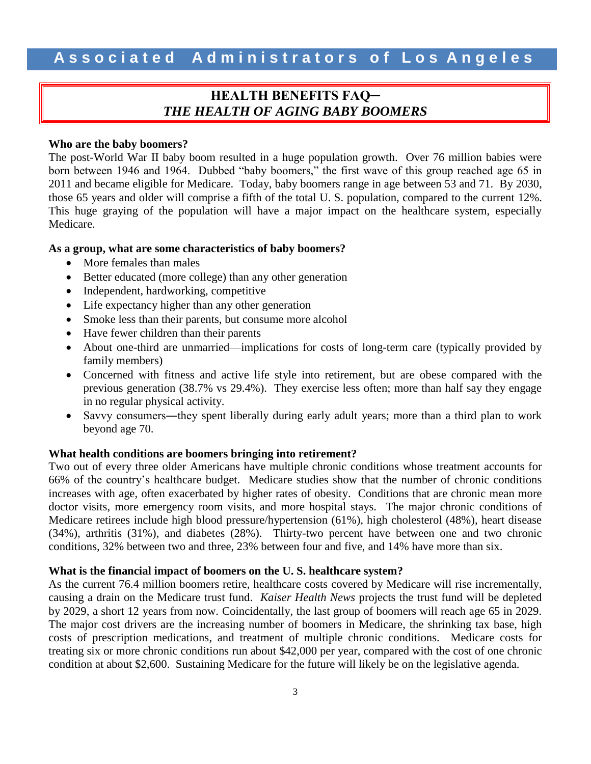# HEALTH BENEFITS FAQ–
## *THE HEALTH OF AGING BABY BOOMERS*

**Who are the baby boomers?**

The post-World War II baby boom resulted in a huge population growth. Over 76 million babies were born between 1946 and 1964. Dubbed "baby boomers," the first wave of this group reached age 65 in 2011 and became eligible for Medicare. Today, baby boomers range in age between 53 and 71. By 2030, those 65 years and older will comprise a fifth of the total U. S. population, compared to the current 12%. This huge graying of the population will have a major impact on the healthcare system, especially Medicare.

**As a group, what are some characteristics of baby boomers?**

- More females than males
- Better educated (more college) than any other generation
- Independent, hardworking, competitive
- Life expectancy higher than any other generation
- Smoke less than their parents, but consume more alcohol
- Have fewer children than their parents
- About one-third are unmarried—implications for costs of long-term care (typically provided by family members)
- Concerned with fitness and active life style into retirement, but are obese compared with the previous generation (38.7% vs 29.4%). They exercise less often; more than half say they engage in no regular physical activity.
- Savvy consumers―they spent liberally during early adult years; more than a third plan to work beyond age 70.

**What health conditions are boomers bringing into retirement?**

Two out of every three older Americans have multiple chronic conditions whose treatment accounts for 66% of the country's healthcare budget. Medicare studies show that the number of chronic conditions increases with age, often exacerbated by higher rates of obesity. Conditions that are chronic mean more doctor visits, more emergency room visits, and more hospital stays. The major chronic conditions of Medicare retirees include high blood pressure/hypertension (61%), high cholesterol (48%), heart disease (34%), arthritis (31%), and diabetes (28%). Thirty-two percent have between one and two chronic conditions, 32% between two and three, 23% between four and five, and 14% have more than six.

**What is the financial impact of boomers on the U. S. healthcare system?**

As the current 76.4 million boomers retire, healthcare costs covered by Medicare will rise incrementally, causing a drain on the Medicare trust fund. *Kaiser Health News* projects the trust fund will be depleted by 2029, a short 12 years from now. Coincidentally, the last group of boomers will reach age 65 in 2029. The major cost drivers are the increasing number of boomers in Medicare, the shrinking tax base, high costs of prescription medications, and treatment of multiple chronic conditions. Medicare costs for treating six or more chronic conditions run about $42,000 per year, compared with the cost of one chronic condition at about $2,600. Sustaining Medicare for the future will likely be on the legislative agenda.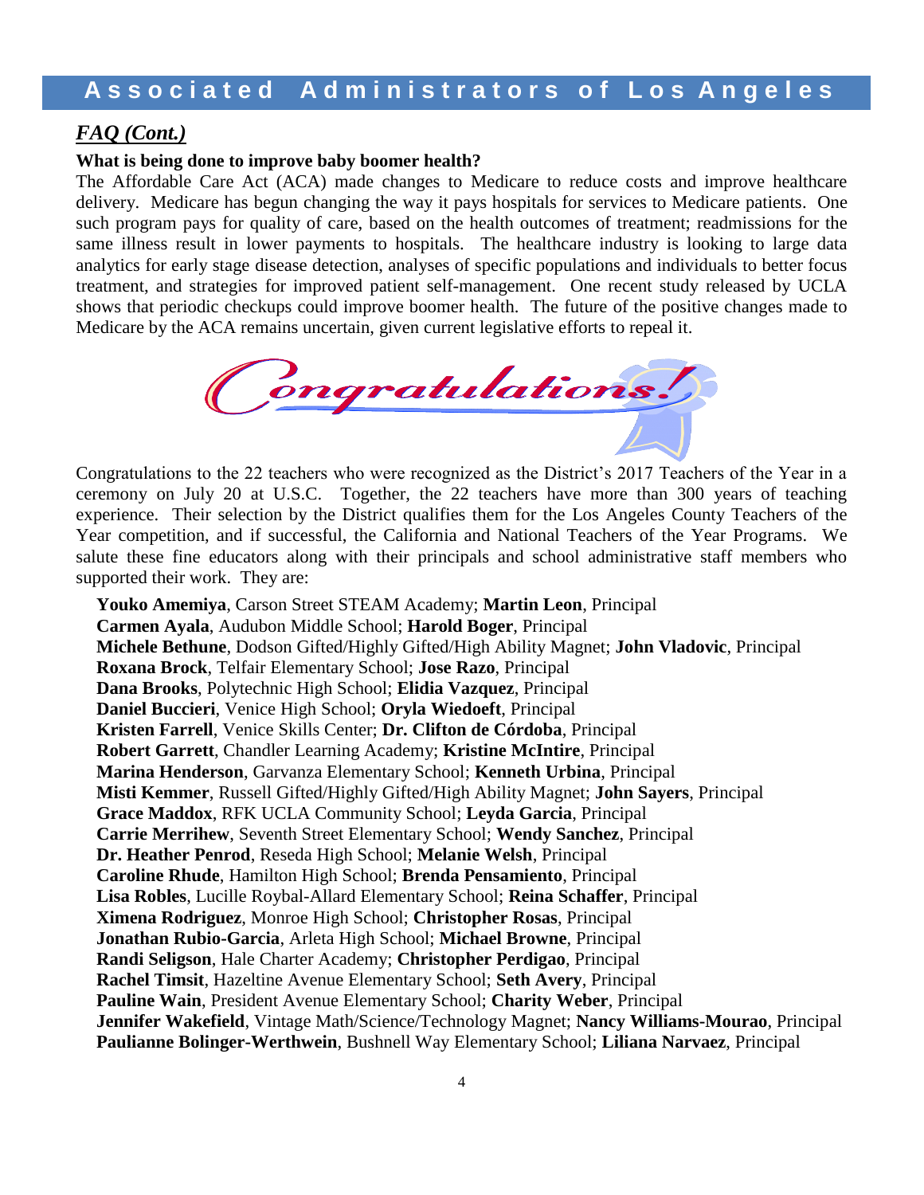## FAQ (Cont.)

**What is being done to improve baby boomer health?**

The Affordable Care Act (ACA) made changes to Medicare to reduce costs and improve healthcare delivery. Medicare has begun changing the way it pays hospitals for services to Medicare patients. One such program pays for quality of care, based on the health outcomes of treatment; readmissions for the same illness result in lower payments to hospitals. The healthcare industry is looking to large data analytics for early stage disease detection, analyses of specific populations and individuals to better focus treatment, and strategies for improved patient self-management. One recent study released by UCLA shows that periodic checkups could improve boomer health. The future of the positive changes made to Medicare by the ACA remains uncertain, given current legislative efforts to repeal it.

# Congratulations!

Congratulations to the 22 teachers who were recognized as the District's 2017 Teachers of the Year in a ceremony on July 20 at U.S.C. Together, the 22 teachers have more than 300 years of teaching experience. Their selection by the District qualifies them for the Los Angeles County Teachers of the Year competition, and if successful, the California and National Teachers of the Year Programs. We salute these fine educators along with their principals and school administrative staff members who supported their work. They are:

**Youko Amemiya**, Carson Street STEAM Academy; **Martin Leon**, Principal
**Carmen Ayala**, Audubon Middle School; **Harold Boger**, Principal
**Michele Bethune**, Dodson Gifted/Highly Gifted/High Ability Magnet; **John Vladovic**, Principal
**Roxana Brock**, Telfair Elementary School; **Jose Razo**, Principal
**Dana Brooks**, Polytechnic High School; **Elidia Vazquez**, Principal
**Daniel Buccieri**, Venice High School; **Oryla Wiedoeft**, Principal
**Kristen Farrell**, Venice Skills Center; **Dr. Clifton de Córdoba**, Principal
**Robert Garrett**, Chandler Learning Academy; **Kristine McIntire**, Principal
**Marina Henderson**, Garvanza Elementary School; **Kenneth Urbina**, Principal
**Misti Kemmer**, Russell Gifted/Highly Gifted/High Ability Magnet; **John Sayers**, Principal
**Grace Maddox**, RFK UCLA Community School; **Leyda Garcia**, Principal
**Carrie Merrihew**, Seventh Street Elementary School; **Wendy Sanchez**, Principal
**Dr. Heather Penrod**, Reseda High School; **Melanie Welsh**, Principal
**Caroline Rhude**, Hamilton High School; **Brenda Pensamiento**, Principal
**Lisa Robles**, Lucille Roybal-Allard Elementary School; **Reina Schaffer**, Principal
**Ximena Rodriguez**, Monroe High School; **Christopher Rosas**, Principal
**Jonathan Rubio-Garcia**, Arleta High School; **Michael Browne**, Principal
**Randi Seligson**, Hale Charter Academy; **Christopher Perdigao**, Principal
**Rachel Timsit**, Hazeltine Avenue Elementary School; **Seth Avery**, Principal
**Pauline Wain**, President Avenue Elementary School; **Charity Weber**, Principal
**Jennifer Wakefield**, Vintage Math/Science/Technology Magnet; **Nancy Williams-Mourao**, Principal
**Paulianne Bolinger-Werthwein**, Bushnell Way Elementary School; **Liliana Narvaez**, Principal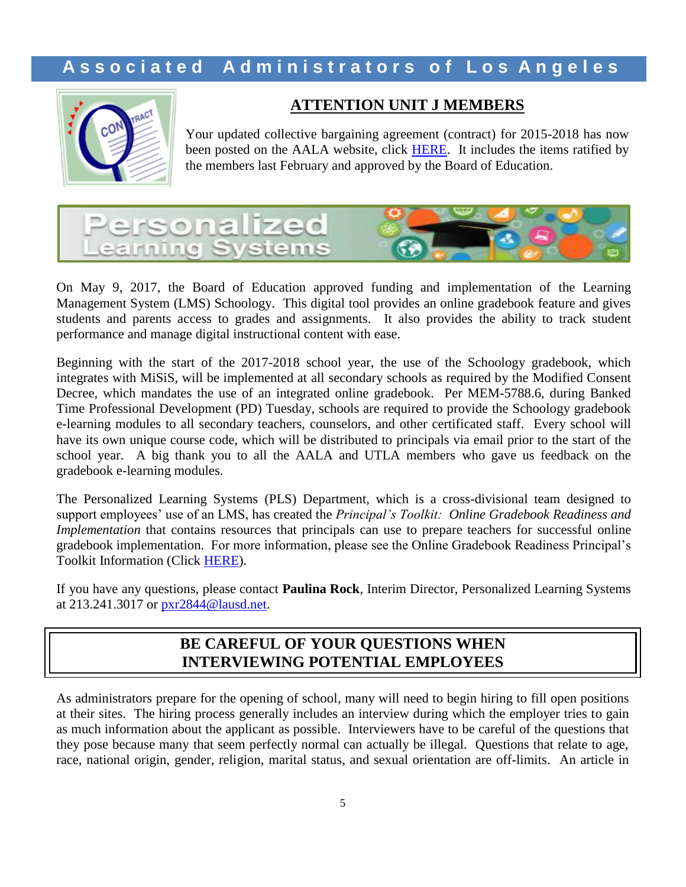## ATTENTION UNIT J MEMBERS

Your updated collective bargaining agreement (contract) for 2015-2018 has now been posted on the AALA website, click HERE. It includes the items ratified by the members last February and approved by the Board of Education.

## Personalized Learning Systems

On May 9, 2017, the Board of Education approved funding and implementation of the Learning Management System (LMS) Schoology. This digital tool provides an online gradebook feature and gives students and parents access to grades and assignments. It also provides the ability to track student performance and manage digital instructional content with ease.

Beginning with the start of the 2017-2018 school year, the use of the Schoology gradebook, which integrates with MiSiS, will be implemented at all secondary schools as required by the Modified Consent Decree, which mandates the use of an integrated online gradebook. Per MEM-5788.6, during Banked Time Professional Development (PD) Tuesday, schools are required to provide the Schoology gradebook e-learning modules to all secondary teachers, counselors, and other certificated staff. Every school will have its own unique course code, which will be distributed to principals via email prior to the start of the school year. A big thank you to all the AALA and UTLA members who gave us feedback on the gradebook e-learning modules.

The Personalized Learning Systems (PLS) Department, which is a cross-divisional team designed to support employees' use of an LMS, has created the *Principal's Toolkit: Online Gradebook Readiness and Implementation* that contains resources that principals can use to prepare teachers for successful online gradebook implementation. For more information, please see the Online Gradebook Readiness Principal's Toolkit Information (Click HERE).

If you have any questions, please contact **Paulina Rock**, Interim Director, Personalized Learning Systems at 213.241.3017 or pxr2844@lausd.net.

## BE CAREFUL OF YOUR QUESTIONS WHEN INTERVIEWING POTENTIAL EMPLOYEES

As administrators prepare for the opening of school, many will need to begin hiring to fill open positions at their sites. The hiring process generally includes an interview during which the employer tries to gain as much information about the applicant as possible. Interviewers have to be careful of the questions that they pose because many that seem perfectly normal can actually be illegal. Questions that relate to age, race, national origin, gender, religion, marital status, and sexual orientation are off-limits. An article in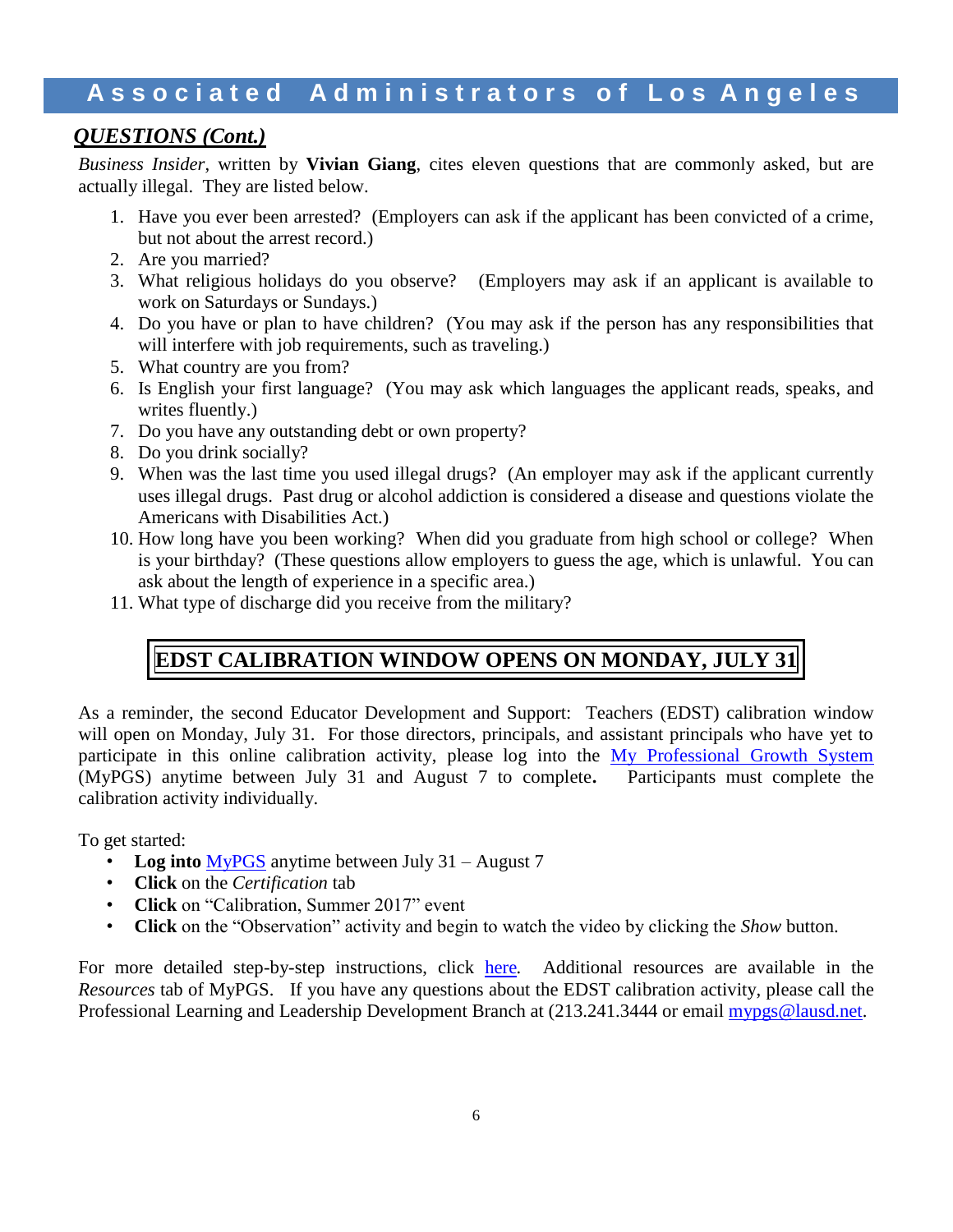## ***QUESTIONS (Cont.)***

*Business Insider*, written by **Vivian Giang**, cites eleven questions that are commonly asked, but are actually illegal. They are listed below.

1. Have you ever been arrested? (Employers can ask if the applicant has been convicted of a crime, but not about the arrest record.)
2. Are you married?
3. What religious holidays do you observe? (Employers may ask if an applicant is available to work on Saturdays or Sundays.)
4. Do you have or plan to have children? (You may ask if the person has any responsibilities that will interfere with job requirements, such as traveling.)
5. What country are you from?
6. Is English your first language? (You may ask which languages the applicant reads, speaks, and writes fluently.)
7. Do you have any outstanding debt or own property?
8. Do you drink socially?
9. When was the last time you used illegal drugs? (An employer may ask if the applicant currently uses illegal drugs. Past drug or alcohol addiction is considered a disease and questions violate the Americans with Disabilities Act.)
10. How long have you been working? When did you graduate from high school or college? When is your birthday? (These questions allow employers to guess the age, which is unlawful. You can ask about the length of experience in a specific area.)
11. What type of discharge did you receive from the military?

## EDST CALIBRATION WINDOW OPENS ON MONDAY, JULY 31

As a reminder, the second Educator Development and Support: Teachers (EDST) calibration window will open on Monday, July 31. For those directors, principals, and assistant principals who have yet to participate in this online calibration activity, please log into the My Professional Growth System (MyPGS) anytime between July 31 and August 7 to complete**.** Participants must complete the calibration activity individually.

To get started:

- **Log into** MyPGS anytime between July 31 – August 7
- **Click** on the *Certification* tab
- **Click** on "Calibration, Summer 2017" event
- **Click** on the "Observation" activity and begin to watch the video by clicking the *Show* button.

For more detailed step-by-step instructions, click here*.* Additional resources are available in the *Resources* tab of MyPGS. If you have any questions about the EDST calibration activity, please call the Professional Learning and Leadership Development Branch at (213.241.3444 or email mypgs@lausd.net.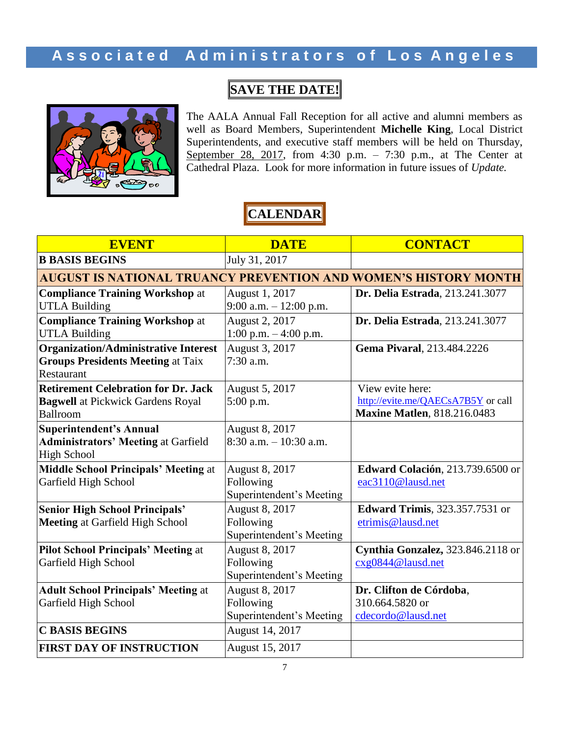# Associated Administrators of Los Angeles

## SAVE THE DATE!

The AALA Annual Fall Reception for all active and alumni members as well as Board Members, Superintendent **Michelle King**, Local District Superintendents, and executive staff members will be held on Thursday, September 28, 2017, from 4:30 p.m. – 7:30 p.m., at The Center at Cathedral Plaza. Look for more information in future issues of *Update.*

## CALENDAR

| EVENT | DATE | CONTACT |
|---|---|---|
| **B BASIS BEGINS** | July 31, 2017 | |
| **AUGUST IS NATIONAL TRUANCY PREVENTION AND WOMEN'S HISTORY MONTH** | | |
| **Compliance Training Workshop** at UTLA Building | August 1, 2017<br>9:00 a.m. – 12:00 p.m. | **Dr. Delia Estrada**, 213.241.3077 |
| **Compliance Training Workshop** at UTLA Building | August 2, 2017<br>1:00 p.m. – 4:00 p.m. | **Dr. Delia Estrada**, 213.241.3077 |
| **Organization/Administrative Interest Groups Presidents Meeting** at Taix Restaurant | August 3, 2017<br>7:30 a.m. | **Gema Pivaral**, 213.484.2226 |
| **Retirement Celebration for Dr. Jack Bagwell** at Pickwick Gardens Royal Ballroom | August 5, 2017<br>5:00 p.m. | View evite here: http://evite.me/QAECsA7B5Y or call **Maxine Matlen**, 818.216.0483 |
| **Superintendent's Annual Administrators' Meeting** at Garfield High School | August 8, 2017<br>8:30 a.m. – 10:30 a.m. | |
| **Middle School Principals' Meeting** at Garfield High School | August 8, 2017<br>Following Superintendent's Meeting | **Edward Colación**, 213.739.6500 or eac3110@lausd.net |
| **Senior High School Principals' Meeting** at Garfield High School | August 8, 2017<br>Following Superintendent's Meeting | **Edward Trimis**, 323.357.7531 or etrimis@lausd.net |
| **Pilot School Principals' Meeting** at Garfield High School | August 8, 2017<br>Following Superintendent's Meeting | **Cynthia Gonzalez,** 323.846.2118 or cxg0844@lausd.net |
| **Adult School Principals' Meeting** at Garfield High School | August 8, 2017<br>Following Superintendent's Meeting | **Dr. Clifton de Córdoba**, 310.664.5820 or cdecordo@lausd.net |
| **C BASIS BEGINS** | August 14, 2017 | |
| **FIRST DAY OF INSTRUCTION** | August 15, 2017 | |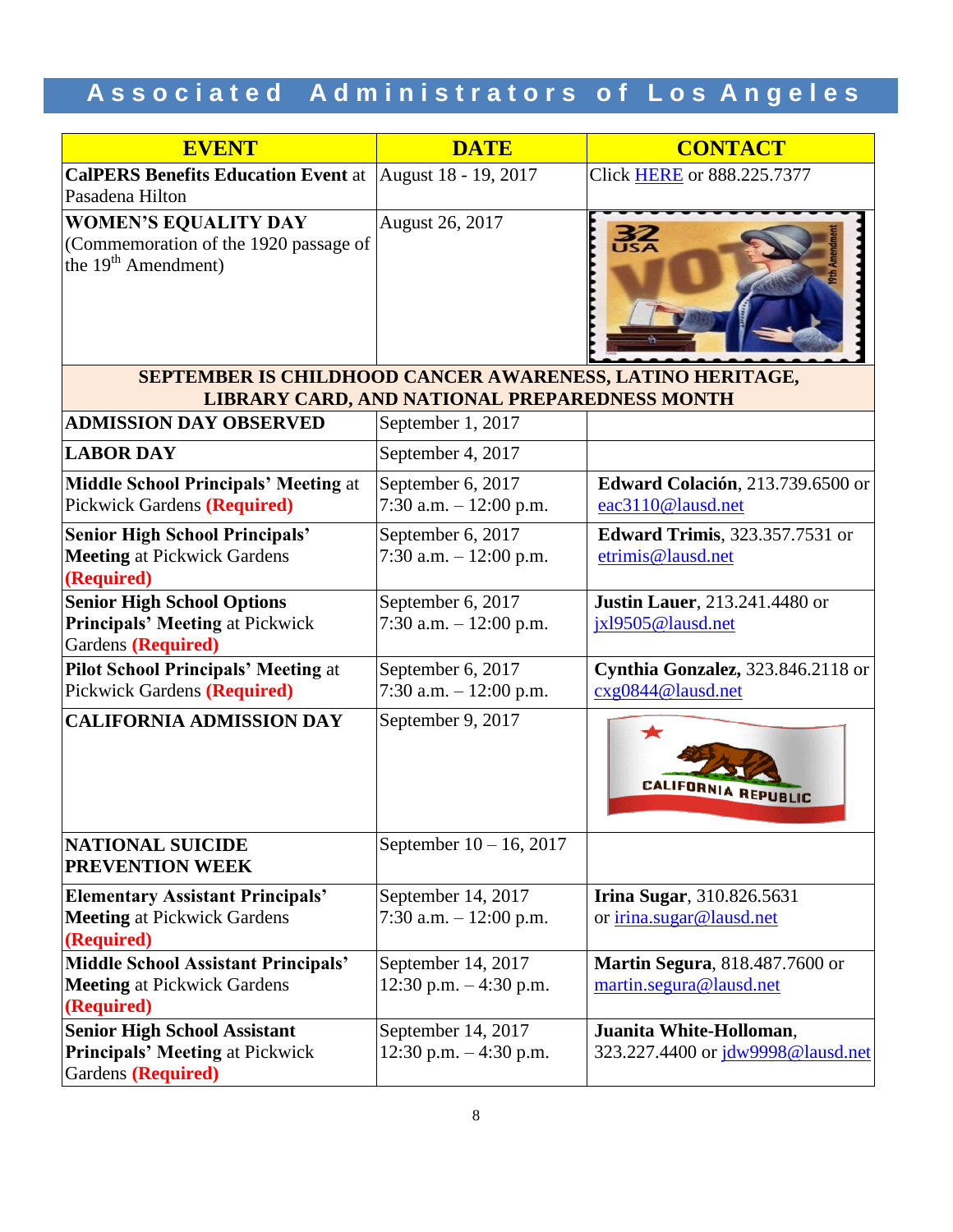# Associated Administrators of Los Angeles

| EVENT | DATE | CONTACT |
|---|---|---|
| **CalPERS Benefits Education Event** at Pasadena Hilton | August 18 - 19, 2017 | Click HERE or 888.225.7377 |
| **WOMEN'S EQUALITY DAY** (Commemoration of the 1920 passage of the 19th Amendment) | August 26, 2017 | |
| **SEPTEMBER IS CHILDHOOD CANCER AWARENESS, LATINO HERITAGE, LIBRARY CARD, AND NATIONAL PREPAREDNESS MONTH** | | |
| **ADMISSION DAY OBSERVED** | September 1, 2017 | |
| **LABOR DAY** | September 4, 2017 | |
| **Middle School Principals' Meeting** at Pickwick Gardens **(Required)** | September 6, 2017 7:30 a.m. – 12:00 p.m. | **Edward Colación**, 213.739.6500 or eac3110@lausd.net |
| **Senior High School Principals' Meeting** at Pickwick Gardens **(Required)** | September 6, 2017 7:30 a.m. – 12:00 p.m. | **Edward Trimis**, 323.357.7531 or etrimis@lausd.net |
| **Senior High School Options Principals' Meeting** at Pickwick Gardens **(Required)** | September 6, 2017 7:30 a.m. – 12:00 p.m. | **Justin Lauer**, 213.241.4480 or jxl9505@lausd.net |
| **Pilot School Principals' Meeting** at Pickwick Gardens **(Required)** | September 6, 2017 7:30 a.m. – 12:00 p.m. | **Cynthia Gonzalez,** 323.846.2118 or cxg0844@lausd.net |
| **CALIFORNIA ADMISSION DAY** | September 9, 2017 | |
| **NATIONAL SUICIDE PREVENTION WEEK** | September 10 – 16, 2017 | |
| **Elementary Assistant Principals' Meeting** at Pickwick Gardens **(Required)** | September 14, 2017 7:30 a.m. – 12:00 p.m. | **Irina Sugar**, 310.826.5631 or irina.sugar@lausd.net |
| **Middle School Assistant Principals' Meeting** at Pickwick Gardens **(Required)** | September 14, 2017 12:30 p.m. – 4:30 p.m. | **Martin Segura**, 818.487.7600 or martin.segura@lausd.net |
| **Senior High School Assistant Principals' Meeting** at Pickwick Gardens **(Required)** | September 14, 2017 12:30 p.m. – 4:30 p.m. | **Juanita White-Holloman**, 323.227.4400 or jdw9998@lausd.net |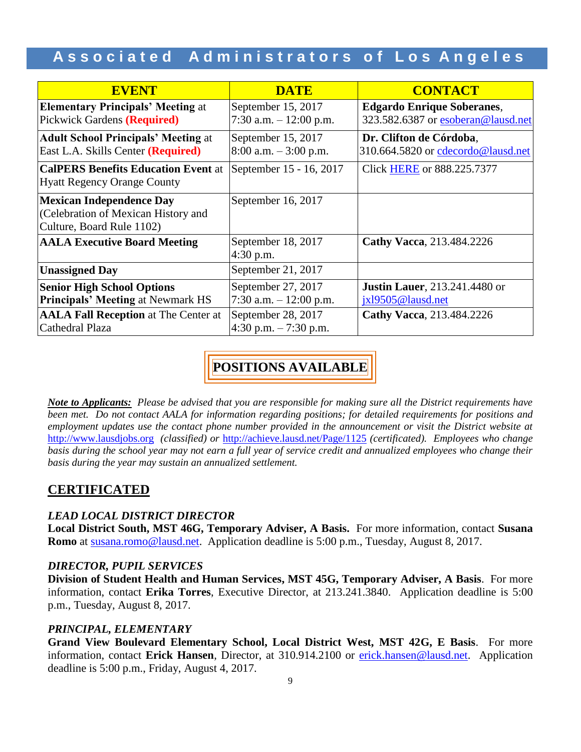# Associated Administrators of Los Angeles

| EVENT | DATE | CONTACT |
|---|---|---|
| **Elementary Principals' Meeting** at Pickwick Gardens **(Required)** | September 15, 2017 7:30 a.m. – 12:00 p.m. | **Edgardo Enrique Soberanes**, 323.582.6387 or esoberan@lausd.net |
| **Adult School Principals' Meeting** at East L.A. Skills Center **(Required)** | September 15, 2017 8:00 a.m. – 3:00 p.m. | **Dr. Clifton de Córdoba**, 310.664.5820 or cdecordo@lausd.net |
| **CalPERS Benefits Education Event** at Hyatt Regency Orange County | September 15 - 16, 2017 | Click HERE or 888.225.7377 |
| **Mexican Independence Day** (Celebration of Mexican History and Culture, Board Rule 1102) | September 16, 2017 | |
| **AALA Executive Board Meeting** | September 18, 2017 4:30 p.m. | **Cathy Vacca**, 213.484.2226 |
| **Unassigned Day** | September 21, 2017 | |
| **Senior High School Options Principals' Meeting** at Newmark HS | September 27, 2017 7:30 a.m. – 12:00 p.m. | **Justin Lauer**, 213.241.4480 or jxl9505@lausd.net |
| **AALA Fall Reception** at The Center at Cathedral Plaza | September 28, 2017 4:30 p.m. – 7:30 p.m. | **Cathy Vacca**, 213.484.2226 |

## POSITIONS AVAILABLE

***Note to Applicants:*** *Please be advised that you are responsible for making sure all the District requirements have been met. Do not contact AALA for information regarding positions; for detailed requirements for positions and employment updates use the contact phone number provided in the announcement or visit the District website at* http://www.lausdjobs.org *(classified) or* http://achieve.lausd.net/Page/1125 *(certificated). Employees who change basis during the school year may not earn a full year of service credit and annualized employees who change their basis during the year may sustain an annualized settlement.*

## CERTIFICATED

### *LEAD LOCAL DISTRICT DIRECTOR*

**Local District South, MST 46G, Temporary Adviser, A Basis.** For more information, contact **Susana Romo** at susana.romo@lausd.net. Application deadline is 5:00 p.m., Tuesday, August 8, 2017.

### *DIRECTOR, PUPIL SERVICES*

**Division of Student Health and Human Services, MST 45G, Temporary Adviser, A Basis**. For more information, contact **Erika Torres**, Executive Director, at 213.241.3840. Application deadline is 5:00 p.m., Tuesday, August 8, 2017.

### *PRINCIPAL, ELEMENTARY*

**Grand View Boulevard Elementary School, Local District West, MST 42G, E Basis**. For more information, contact **Erick Hansen**, Director, at 310.914.2100 or erick.hansen@lausd.net. Application deadline is 5:00 p.m., Friday, August 4, 2017.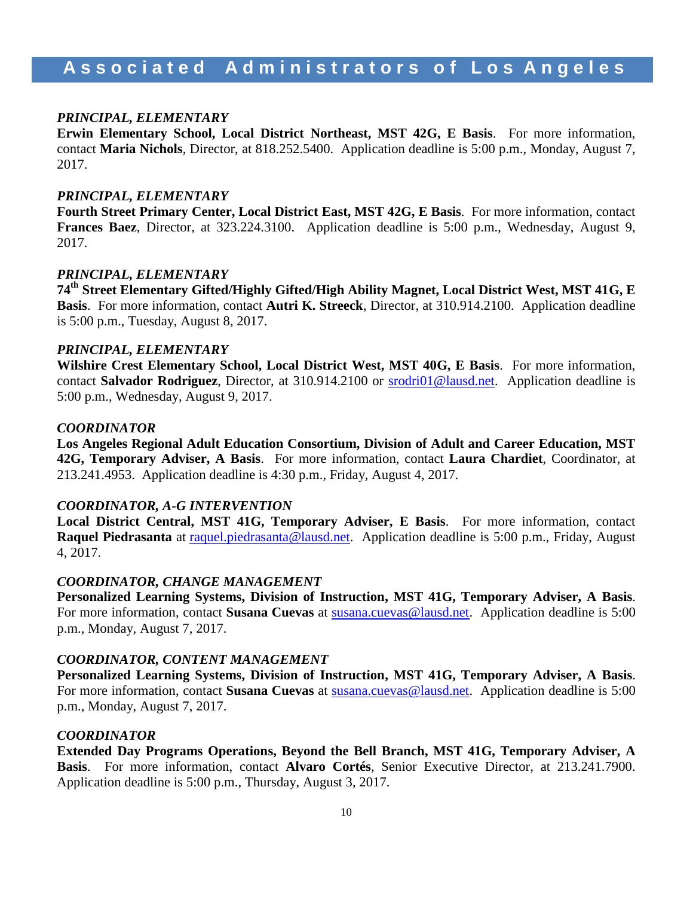## Associated Administrators of Los Angeles

***PRINCIPAL, ELEMENTARY***

**Erwin Elementary School, Local District Northeast, MST 42G, E Basis**. For more information, contact **Maria Nichols**, Director, at 818.252.5400. Application deadline is 5:00 p.m., Monday, August 7, 2017.

***PRINCIPAL, ELEMENTARY***

**Fourth Street Primary Center, Local District East, MST 42G, E Basis**. For more information, contact **Frances Baez**, Director, at 323.224.3100. Application deadline is 5:00 p.m., Wednesday, August 9, 2017.

***PRINCIPAL, ELEMENTARY***

**74th Street Elementary Gifted/Highly Gifted/High Ability Magnet, Local District West, MST 41G, E Basis**. For more information, contact **Autri K. Streeck**, Director, at 310.914.2100. Application deadline is 5:00 p.m., Tuesday, August 8, 2017.

***PRINCIPAL, ELEMENTARY***

**Wilshire Crest Elementary School, Local District West, MST 40G, E Basis**. For more information, contact **Salvador Rodriguez**, Director, at 310.914.2100 or srodri01@lausd.net. Application deadline is 5:00 p.m., Wednesday, August 9, 2017.

***COORDINATOR***

**Los Angeles Regional Adult Education Consortium, Division of Adult and Career Education, MST 42G, Temporary Adviser, A Basis**. For more information, contact **Laura Chardiet**, Coordinator, at 213.241.4953. Application deadline is 4:30 p.m., Friday, August 4, 2017.

***COORDINATOR, A-G INTERVENTION***

**Local District Central, MST 41G, Temporary Adviser, E Basis**. For more information, contact **Raquel Piedrasanta** at raquel.piedrasanta@lausd.net. Application deadline is 5:00 p.m., Friday, August 4, 2017.

***COORDINATOR, CHANGE MANAGEMENT***

**Personalized Learning Systems, Division of Instruction, MST 41G, Temporary Adviser, A Basis**. For more information, contact **Susana Cuevas** at susana.cuevas@lausd.net. Application deadline is 5:00 p.m., Monday, August 7, 2017.

***COORDINATOR, CONTENT MANAGEMENT***

**Personalized Learning Systems, Division of Instruction, MST 41G, Temporary Adviser, A Basis**. For more information, contact **Susana Cuevas** at susana.cuevas@lausd.net. Application deadline is 5:00 p.m., Monday, August 7, 2017.

***COORDINATOR***

**Extended Day Programs Operations, Beyond the Bell Branch, MST 41G, Temporary Adviser, A Basis**. For more information, contact **Alvaro Cortés**, Senior Executive Director, at 213.241.7900. Application deadline is 5:00 p.m., Thursday, August 3, 2017.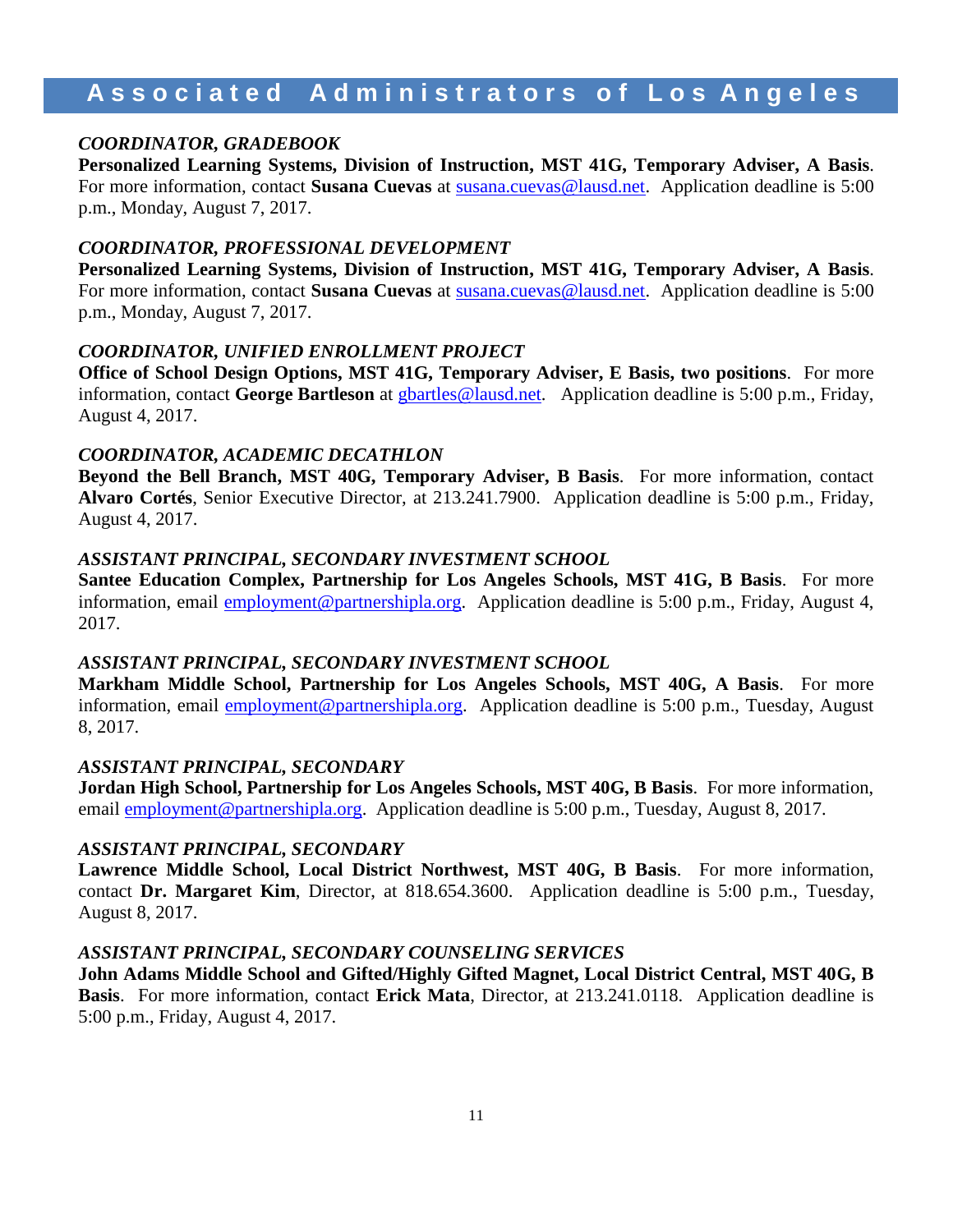# Associated Administrators of Los Angeles

***COORDINATOR, GRADEBOOK***

**Personalized Learning Systems, Division of Instruction, MST 41G, Temporary Adviser, A Basis**. For more information, contact **Susana Cuevas** at susana.cuevas@lausd.net. Application deadline is 5:00 p.m., Monday, August 7, 2017.

***COORDINATOR, PROFESSIONAL DEVELOPMENT***

**Personalized Learning Systems, Division of Instruction, MST 41G, Temporary Adviser, A Basis**. For more information, contact **Susana Cuevas** at susana.cuevas@lausd.net. Application deadline is 5:00 p.m., Monday, August 7, 2017.

***COORDINATOR, UNIFIED ENROLLMENT PROJECT***

**Office of School Design Options, MST 41G, Temporary Adviser, E Basis, two positions**. For more information, contact **George Bartleson** at gbartles@lausd.net. Application deadline is 5:00 p.m., Friday, August 4, 2017.

***COORDINATOR, ACADEMIC DECATHLON***

**Beyond the Bell Branch, MST 40G, Temporary Adviser, B Basis**. For more information, contact **Alvaro Cortés**, Senior Executive Director, at 213.241.7900. Application deadline is 5:00 p.m., Friday, August 4, 2017.

***ASSISTANT PRINCIPAL, SECONDARY INVESTMENT SCHOOL***

**Santee Education Complex, Partnership for Los Angeles Schools, MST 41G, B Basis**. For more information, email employment@partnershipla.org. Application deadline is 5:00 p.m., Friday, August 4, 2017.

***ASSISTANT PRINCIPAL, SECONDARY INVESTMENT SCHOOL***

**Markham Middle School, Partnership for Los Angeles Schools, MST 40G, A Basis**. For more information, email employment@partnershipla.org. Application deadline is 5:00 p.m., Tuesday, August 8, 2017.

***ASSISTANT PRINCIPAL, SECONDARY***

**Jordan High School, Partnership for Los Angeles Schools, MST 40G, B Basis**. For more information, email employment@partnershipla.org. Application deadline is 5:00 p.m., Tuesday, August 8, 2017.

***ASSISTANT PRINCIPAL, SECONDARY***

**Lawrence Middle School, Local District Northwest, MST 40G, B Basis**. For more information, contact **Dr. Margaret Kim**, Director, at 818.654.3600. Application deadline is 5:00 p.m., Tuesday, August 8, 2017.

***ASSISTANT PRINCIPAL, SECONDARY COUNSELING SERVICES***

**John Adams Middle School and Gifted/Highly Gifted Magnet, Local District Central, MST 40G, B Basis**. For more information, contact **Erick Mata**, Director, at 213.241.0118. Application deadline is 5:00 p.m., Friday, August 4, 2017.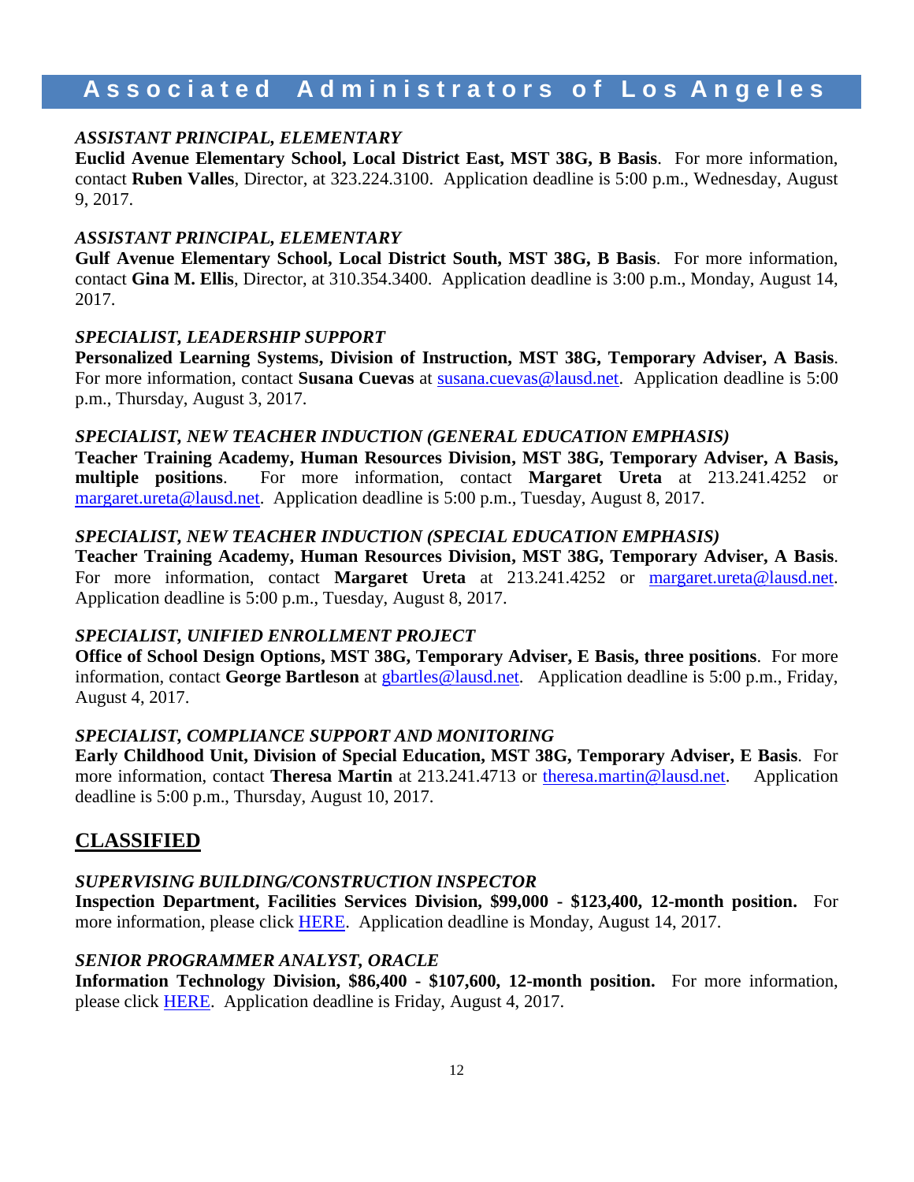## Associated Administrators of Los Angeles

*ASSISTANT PRINCIPAL, ELEMENTARY*
**Euclid Avenue Elementary School, Local District East, MST 38G, B Basis**. For more information, contact **Ruben Valles**, Director, at 323.224.3100. Application deadline is 5:00 p.m., Wednesday, August 9, 2017.

*ASSISTANT PRINCIPAL, ELEMENTARY*
**Gulf Avenue Elementary School, Local District South, MST 38G, B Basis**. For more information, contact **Gina M. Ellis**, Director, at 310.354.3400. Application deadline is 3:00 p.m., Monday, August 14, 2017.

*SPECIALIST, LEADERSHIP SUPPORT*
**Personalized Learning Systems, Division of Instruction, MST 38G, Temporary Adviser, A Basis**. For more information, contact **Susana Cuevas** at susana.cuevas@lausd.net. Application deadline is 5:00 p.m., Thursday, August 3, 2017.

*SPECIALIST, NEW TEACHER INDUCTION (GENERAL EDUCATION EMPHASIS)*
**Teacher Training Academy, Human Resources Division, MST 38G, Temporary Adviser, A Basis, multiple positions**. For more information, contact **Margaret Ureta** at 213.241.4252 or margaret.ureta@lausd.net. Application deadline is 5:00 p.m., Tuesday, August 8, 2017.

*SPECIALIST, NEW TEACHER INDUCTION (SPECIAL EDUCATION EMPHASIS)*
**Teacher Training Academy, Human Resources Division, MST 38G, Temporary Adviser, A Basis**. For more information, contact **Margaret Ureta** at 213.241.4252 or margaret.ureta@lausd.net. Application deadline is 5:00 p.m., Tuesday, August 8, 2017.

*SPECIALIST, UNIFIED ENROLLMENT PROJECT*
**Office of School Design Options, MST 38G, Temporary Adviser, E Basis, three positions**. For more information, contact **George Bartleson** at gbartles@lausd.net. Application deadline is 5:00 p.m., Friday, August 4, 2017.

*SPECIALIST, COMPLIANCE SUPPORT AND MONITORING*
**Early Childhood Unit, Division of Special Education, MST 38G, Temporary Adviser, E Basis**. For more information, contact **Theresa Martin** at 213.241.4713 or theresa.martin@lausd.net. Application deadline is 5:00 p.m., Thursday, August 10, 2017.

## CLASSIFIED

*SUPERVISING BUILDING/CONSTRUCTION INSPECTOR*
**Inspection Department, Facilities Services Division, $99,000 - $123,400, 12-month position.** For more information, please click HERE. Application deadline is Monday, August 14, 2017.

*SENIOR PROGRAMMER ANALYST, ORACLE*
**Information Technology Division, $86,400 - $107,600, 12-month position.** For more information, please click HERE. Application deadline is Friday, August 4, 2017.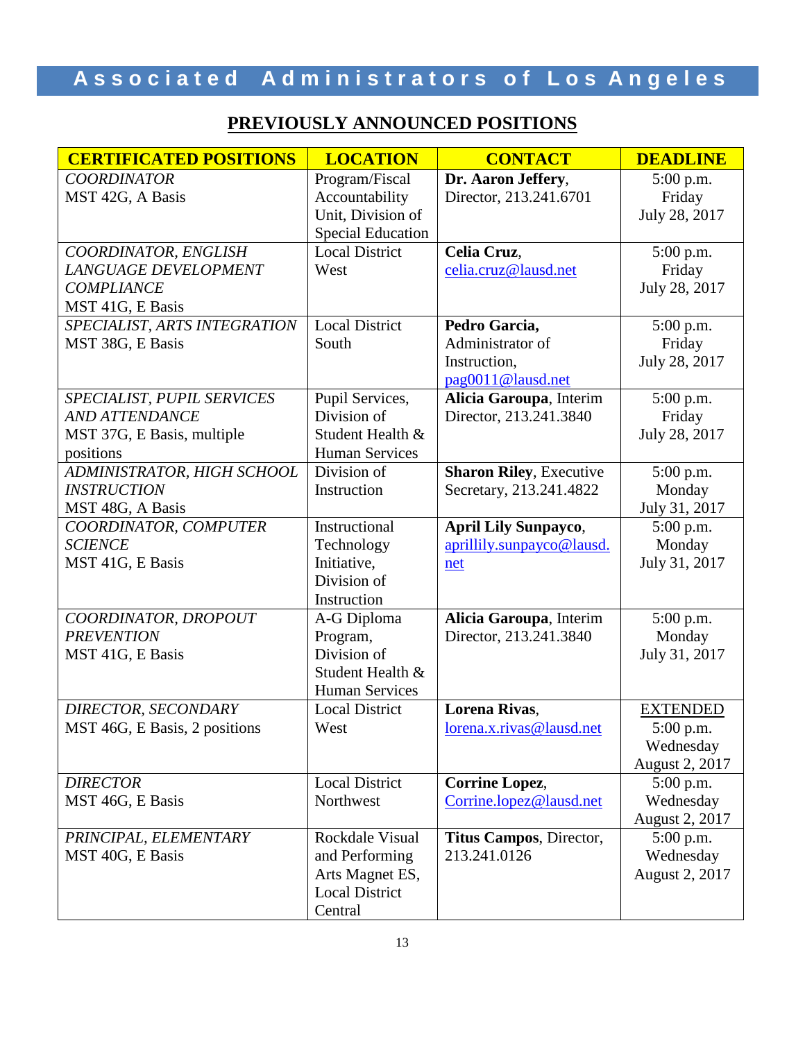# Associated Administrators of Los Angeles

## PREVIOUSLY ANNOUNCED POSITIONS

| CERTIFICATED POSITIONS | LOCATION | CONTACT | DEADLINE |
|---|---|---|---|
| *COORDINATOR*<br>MST 42G, A Basis | Program/Fiscal Accountability Unit, Division of Special Education | **Dr. Aaron Jeffery**, Director, 213.241.6701 | 5:00 p.m.<br>Friday<br>July 28, 2017 |
| *COORDINATOR, ENGLISH LANGUAGE DEVELOPMENT COMPLIANCE*<br>MST 41G, E Basis | Local District West | **Celia Cruz**, celia.cruz@lausd.net | 5:00 p.m.<br>Friday<br>July 28, 2017 |
| *SPECIALIST, ARTS INTEGRATION*<br>MST 38G, E Basis | Local District South | **Pedro Garcia,** Administrator of Instruction, pag0011@lausd.net | 5:00 p.m.<br>Friday<br>July 28, 2017 |
| *SPECIALIST, PUPIL SERVICES AND ATTENDANCE*<br>MST 37G, E Basis, multiple positions | Pupil Services, Division of Student Health & Human Services | **Alicia Garoupa**, Interim Director, 213.241.3840 | 5:00 p.m.<br>Friday<br>July 28, 2017 |
| *ADMINISTRATOR, HIGH SCHOOL INSTRUCTION*<br>MST 48G, A Basis | Division of Instruction | **Sharon Riley**, Executive Secretary, 213.241.4822 | 5:00 p.m.<br>Monday<br>July 31, 2017 |
| *COORDINATOR, COMPUTER SCIENCE*<br>MST 41G, E Basis | Instructional Technology Initiative, Division of Instruction | **April Lily Sunpayco**, aprillily.sunpayco@lausd.net | 5:00 p.m.<br>Monday<br>July 31, 2017 |
| *COORDINATOR, DROPOUT PREVENTION*<br>MST 41G, E Basis | A-G Diploma Program, Division of Student Health & Human Services | **Alicia Garoupa**, Interim Director, 213.241.3840 | 5:00 p.m.<br>Monday<br>July 31, 2017 |
| *DIRECTOR, SECONDARY*<br>MST 46G, E Basis, 2 positions | Local District West | **Lorena Rivas**, lorena.x.rivas@lausd.net | EXTENDED<br>5:00 p.m.<br>Wednesday<br>August 2, 2017 |
| *DIRECTOR*<br>MST 46G, E Basis | Local District Northwest | **Corrine Lopez**, Corrine.lopez@lausd.net | 5:00 p.m.<br>Wednesday<br>August 2, 2017 |
| *PRINCIPAL, ELEMENTARY*<br>MST 40G, E Basis | Rockdale Visual and Performing Arts Magnet ES, Local District Central | **Titus Campos**, Director, 213.241.0126 | 5:00 p.m.<br>Wednesday<br>August 2, 2017 |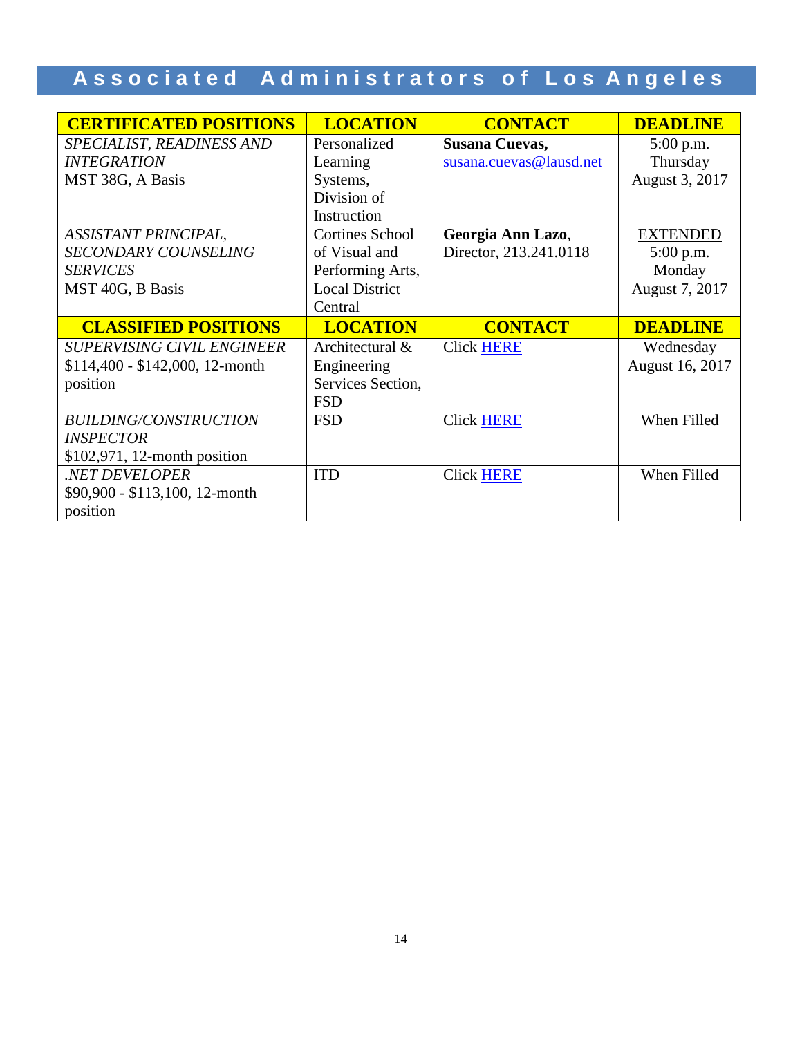# Associated Administrators of Los Angeles

| CERTIFICATED POSITIONS | LOCATION | CONTACT | DEADLINE |
|---|---|---|---|
| *SPECIALIST, READINESS AND INTEGRATION* MST 38G, A Basis | Personalized Learning Systems, Division of Instruction | **Susana Cuevas,** susana.cuevas@lausd.net | 5:00 p.m. Thursday August 3, 2017 |
| *ASSISTANT PRINCIPAL, SECONDARY COUNSELING SERVICES* MST 40G, B Basis | Cortines School of Visual and Performing Arts, Local District Central | **Georgia Ann Lazo**, Director, 213.241.0118 | EXTENDED 5:00 p.m. Monday August 7, 2017 |
| **CLASSIFIED POSITIONS** | **LOCATION** | **CONTACT** | **DEADLINE** |
| *SUPERVISING CIVIL ENGINEER* $114,400 - $142,000, 12-month position | Architectural & Engineering Services Section, FSD | Click HERE | Wednesday August 16, 2017 |
| *BUILDING/CONSTRUCTION INSPECTOR* $102,971, 12-month position | FSD | Click HERE | When Filled |
| *.NET DEVELOPER* $90,900 - $113,100, 12-month position | ITD | Click HERE | When Filled |